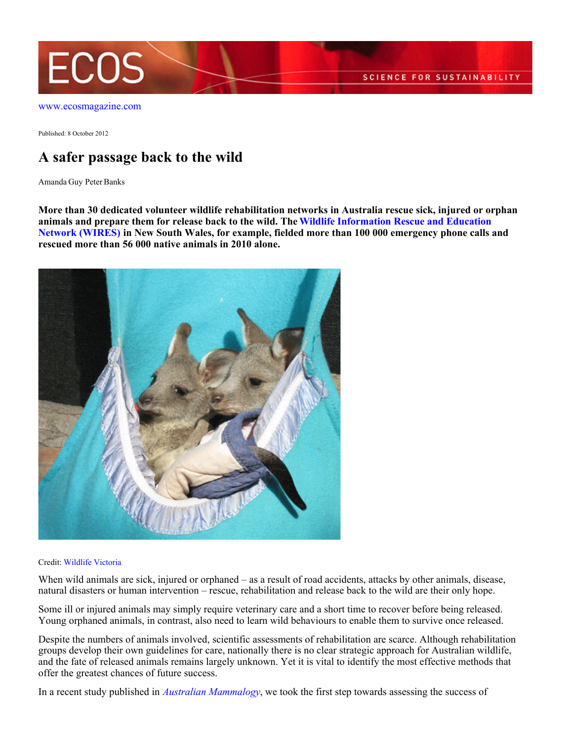www.ecosmagazine.com

Published: 8 October 2012

# A safer passage back to the wild

Amanda Guy Peter Banks

**More than 30 dedicated volunteer wildlife rehabilitation networks in Australia rescue sick, injured or orphan animals and prepare them for release back to the wild. The Wildlife Information Rescue and Education Network (WIRES) in New South Wales, for example, fielded more than 100 000 emergency phone calls and rescued more than 56 000 native animals in 2010 alone.**

Credit: Wildlife Victoria

When wild animals are sick, injured or orphaned – as a result of road accidents, attacks by other animals, disease, natural disasters or human intervention – rescue, rehabilitation and release back to the wild are their only hope.

Some ill or injured animals may simply require veterinary care and a short time to recover before being released. Young orphaned animals, in contrast, also need to learn wild behaviours to enable them to survive once released.

Despite the numbers of animals involved, scientific assessments of rehabilitation are scarce. Although rehabilitation groups develop their own guidelines for care, nationally there is no clear strategic approach for Australian wildlife, and the fate of released animals remains largely unknown. Yet it is vital to identify the most effective methods that offer the greatest chances of future success.

In a recent study published in *Australian Mammalogy*, we took the first step towards assessing the success of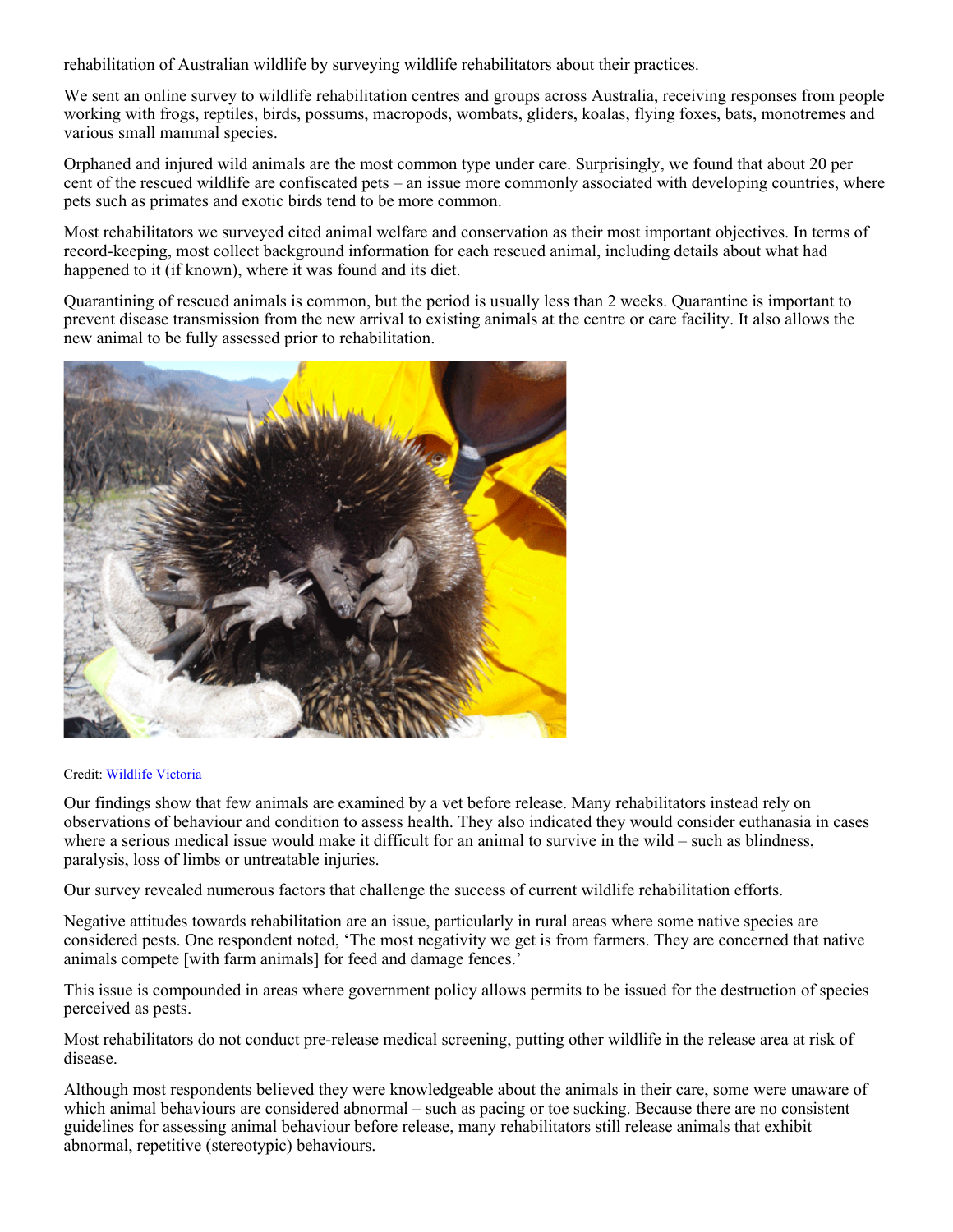rehabilitation of Australian wildlife by surveying wildlife rehabilitators about their practices.

We sent an online survey to wildlife rehabilitation centres and groups across Australia, receiving responses from people working with frogs, reptiles, birds, possums, macropods, wombats, gliders, koalas, flying foxes, bats, monotremes and various small mammal species.

Orphaned and injured wild animals are the most common type under care. Surprisingly, we found that about 20 per cent of the rescued wildlife are confiscated pets – an issue more commonly associated with developing countries, where pets such as primates and exotic birds tend to be more common.

Most rehabilitators we surveyed cited animal welfare and conservation as their most important objectives. In terms of record-keeping, most collect background information for each rescued animal, including details about what had happened to it (if known), where it was found and its diet.

Quarantining of rescued animals is common, but the period is usually less than 2 weeks. Quarantine is important to prevent disease transmission from the new arrival to existing animals at the centre or care facility. It also allows the new animal to be fully assessed prior to rehabilitation.

Credit: Wildlife Victoria

Our findings show that few animals are examined by a vet before release. Many rehabilitators instead rely on observations of behaviour and condition to assess health. They also indicated they would consider euthanasia in cases where a serious medical issue would make it difficult for an animal to survive in the wild – such as blindness, paralysis, loss of limbs or untreatable injuries.

Our survey revealed numerous factors that challenge the success of current wildlife rehabilitation efforts.

Negative attitudes towards rehabilitation are an issue, particularly in rural areas where some native species are considered pests. One respondent noted, 'The most negativity we get is from farmers. They are concerned that native animals compete [with farm animals] for feed and damage fences.'

This issue is compounded in areas where government policy allows permits to be issued for the destruction of species perceived as pests.

Most rehabilitators do not conduct pre-release medical screening, putting other wildlife in the release area at risk of disease.

Although most respondents believed they were knowledgeable about the animals in their care, some were unaware of which animal behaviours are considered abnormal – such as pacing or toe sucking. Because there are no consistent guidelines for assessing animal behaviour before release, many rehabilitators still release animals that exhibit abnormal, repetitive (stereotypic) behaviours.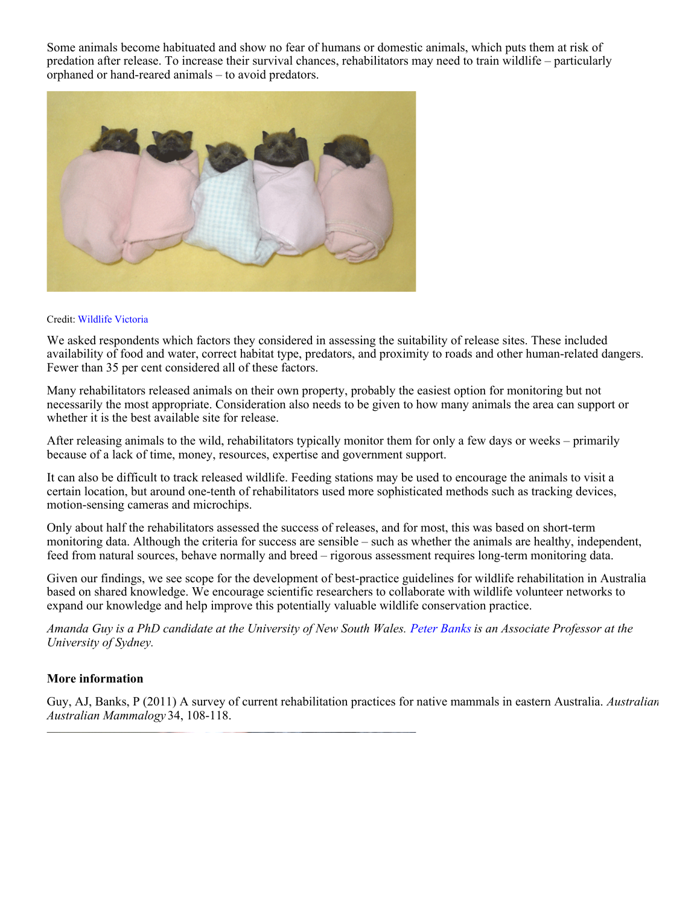Some animals become habituated and show no fear of humans or domestic animals, which puts them at risk of predation after release. To increase their survival chances, rehabilitators may need to train wildlife – particularly orphaned or hand-reared animals – to avoid predators.

Credit: Wildlife Victoria

We asked respondents which factors they considered in assessing the suitability of release sites. These included availability of food and water, correct habitat type, predators, and proximity to roads and other human-related dangers. Fewer than 35 per cent considered all of these factors.

Many rehabilitators released animals on their own property, probably the easiest option for monitoring but not necessarily the most appropriate. Consideration also needs to be given to how many animals the area can support or whether it is the best available site for release.

After releasing animals to the wild, rehabilitators typically monitor them for only a few days or weeks – primarily because of a lack of time, money, resources, expertise and government support.

It can also be difficult to track released wildlife. Feeding stations may be used to encourage the animals to visit a certain location, but around one-tenth of rehabilitators used more sophisticated methods such as tracking devices, motion-sensing cameras and microchips.

Only about half the rehabilitators assessed the success of releases, and for most, this was based on short-term monitoring data. Although the criteria for success are sensible – such as whether the animals are healthy, independent, feed from natural sources, behave normally and breed – rigorous assessment requires long-term monitoring data.

Given our findings, we see scope for the development of best-practice guidelines for wildlife rehabilitation in Australia based on shared knowledge. We encourage scientific researchers to collaborate with wildlife volunteer networks to expand our knowledge and help improve this potentially valuable wildlife conservation practice.

*Amanda Guy is a PhD candidate at the University of New South Wales. Peter Banks is an Associate Professor at the University of Sydney.*

**More information**

Guy, AJ, Banks, P (2011) A survey of current rehabilitation practices for native mammals in eastern Australia. *Australian Mammalogy* 34, 108-118.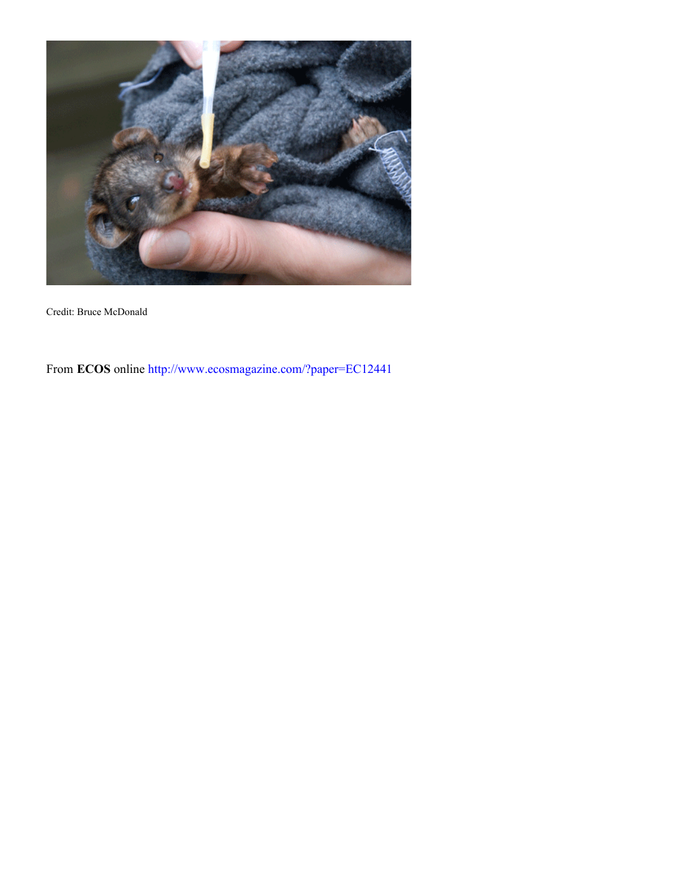Credit: Bruce McDonald

From **ECOS** online http://www.ecosmagazine.com/?paper=EC12441